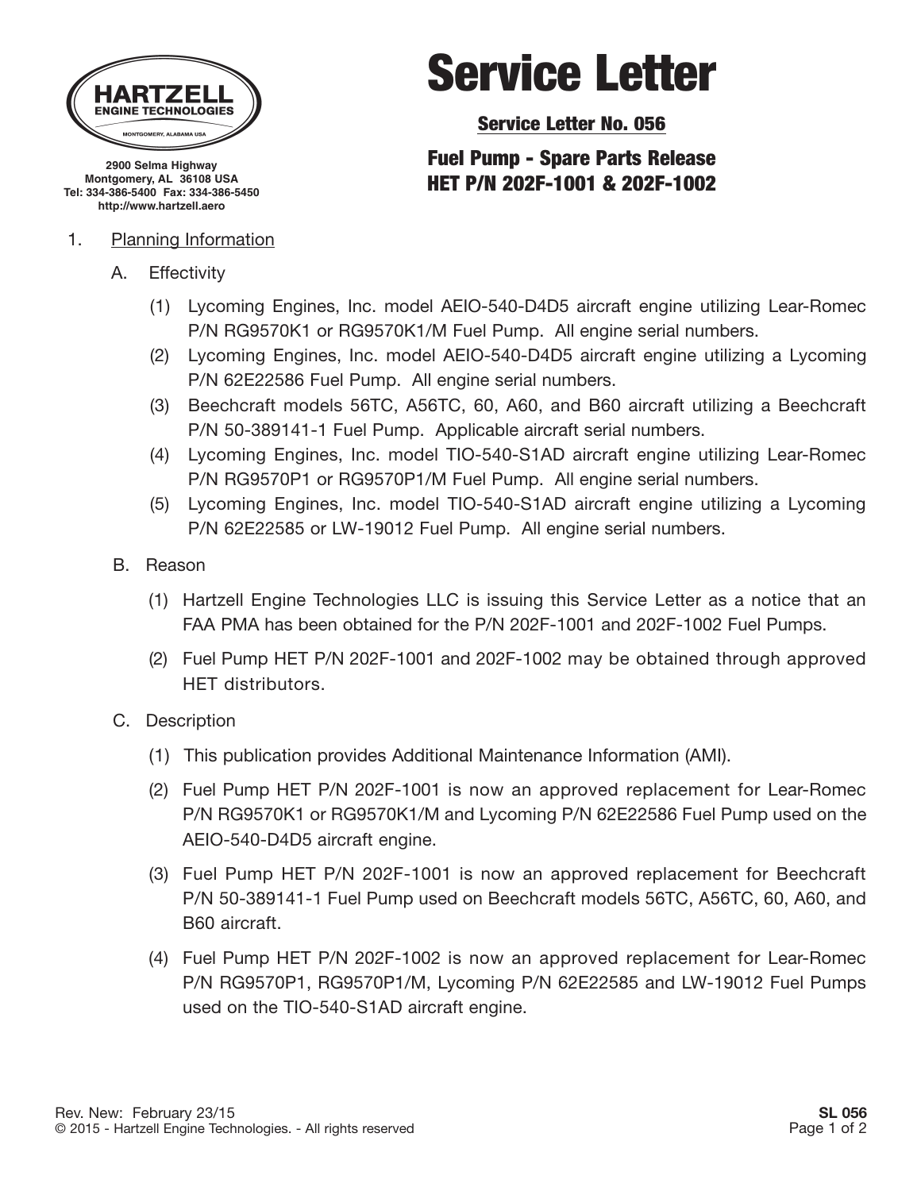**HARTZELL ENGINE TECHNOLOGIES**
MONTGOMERY, ALABAMA USA

2900 Selma Highway
Montgomery, AL 36108 USA
Tel: 334-386-5400 Fax: 334-386-5450
http://www.hartzell.aero

# Service Letter

## Service Letter No. 056

## Fuel Pump - Spare Parts Release
## HET P/N 202F-1001 & 202F-1002

1. Planning Information

   A. Effectivity

      (1) Lycoming Engines, Inc. model AEIO-540-D4D5 aircraft engine utilizing Lear-Romec P/N RG9570K1 or RG9570K1/M Fuel Pump. All engine serial numbers.

      (2) Lycoming Engines, Inc. model AEIO-540-D4D5 aircraft engine utilizing a Lycoming P/N 62E22586 Fuel Pump. All engine serial numbers.

      (3) Beechcraft models 56TC, A56TC, 60, A60, and B60 aircraft utilizing a Beechcraft P/N 50-389141-1 Fuel Pump. Applicable aircraft serial numbers.

      (4) Lycoming Engines, Inc. model TIO-540-S1AD aircraft engine utilizing Lear-Romec P/N RG9570P1 or RG9570P1/M Fuel Pump. All engine serial numbers.

      (5) Lycoming Engines, Inc. model TIO-540-S1AD aircraft engine utilizing a Lycoming P/N 62E22585 or LW-19012 Fuel Pump. All engine serial numbers.

   B. Reason

      (1) Hartzell Engine Technologies LLC is issuing this Service Letter as a notice that an FAA PMA has been obtained for the P/N 202F-1001 and 202F-1002 Fuel Pumps.

      (2) Fuel Pump HET P/N 202F-1001 and 202F-1002 may be obtained through approved HET distributors.

   C. Description

      (1) This publication provides Additional Maintenance Information (AMI).

      (2) Fuel Pump HET P/N 202F-1001 is now an approved replacement for Lear-Romec P/N RG9570K1 or RG9570K1/M and Lycoming P/N 62E22586 Fuel Pump used on the AEIO-540-D4D5 aircraft engine.

      (3) Fuel Pump HET P/N 202F-1001 is now an approved replacement for Beechcraft P/N 50-389141-1 Fuel Pump used on Beechcraft models 56TC, A56TC, 60, A60, and B60 aircraft.

      (4) Fuel Pump HET P/N 202F-1002 is now an approved replacement for Lear-Romec P/N RG9570P1, RG9570P1/M, Lycoming P/N 62E22585 and LW-19012 Fuel Pumps used on the TIO-540-S1AD aircraft engine.

Rev. New: February 23/15
© 2015 - Hartzell Engine Technologies. - All rights reserved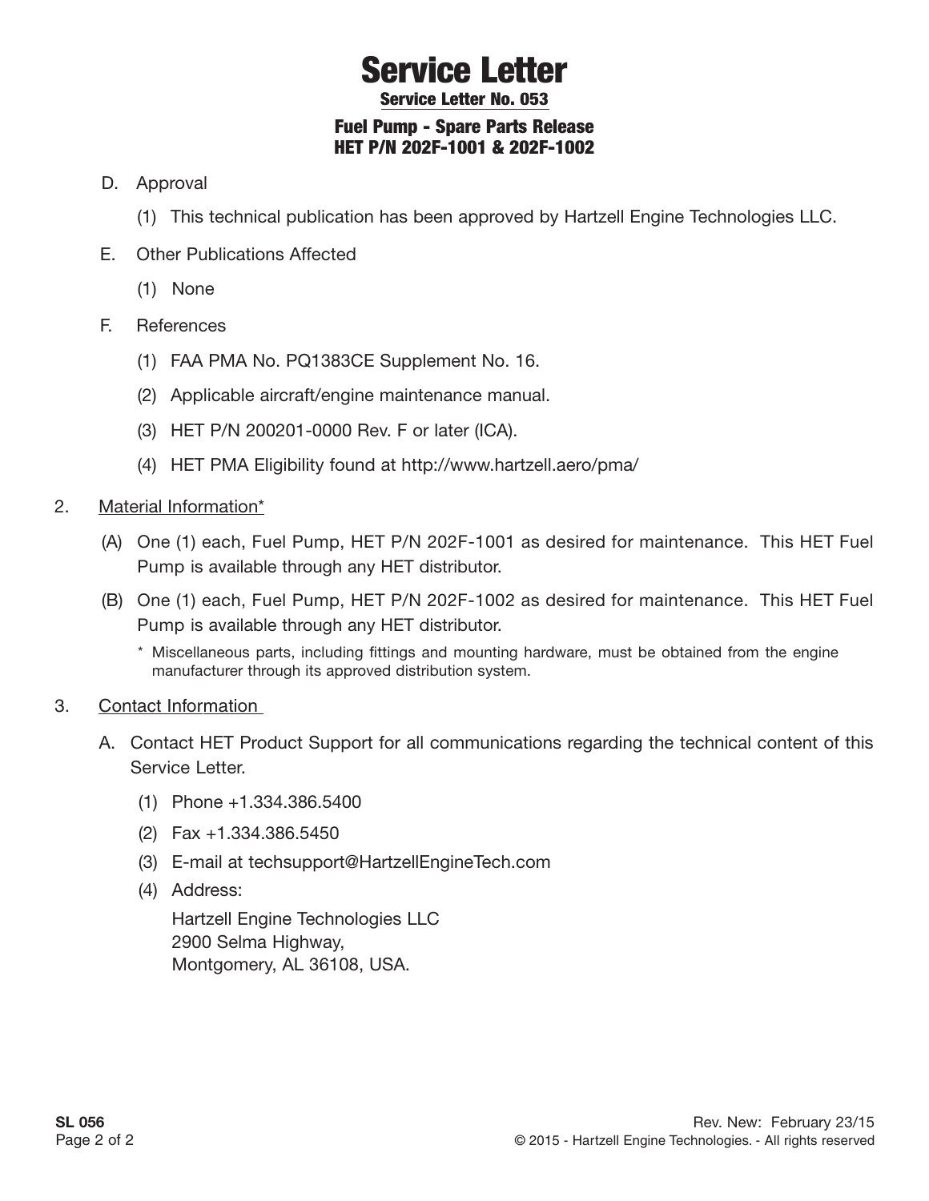# Service Letter

**Service Letter No. 053**

**Fuel Pump - Spare Parts Release**
**HET P/N 202F-1001 & 202F-1002**

D. Approval

(1) This technical publication has been approved by Hartzell Engine Technologies LLC.

E. Other Publications Affected

(1) None

F. References

(1) FAA PMA No. PQ1383CE Supplement No. 16.

(2) Applicable aircraft/engine maintenance manual.

(3) HET P/N 200201-0000 Rev. F or later (ICA).

(4) HET PMA Eligibility found at http://www.hartzell.aero/pma/

2. Material Information*

(A) One (1) each, Fuel Pump, HET P/N 202F-1001 as desired for maintenance. This HET Fuel Pump is available through any HET distributor.

(B) One (1) each, Fuel Pump, HET P/N 202F-1002 as desired for maintenance. This HET Fuel Pump is available through any HET distributor.

\* Miscellaneous parts, including fittings and mounting hardware, must be obtained from the engine manufacturer through its approved distribution system.

3. Contact Information

A. Contact HET Product Support for all communications regarding the technical content of this Service Letter.

(1) Phone +1.334.386.5400

(2) Fax +1.334.386.5450

(3) E-mail at techsupport@HartzellEngineTech.com

(4) Address:

Hartzell Engine Technologies LLC
2900 Selma Highway,
Montgomery, AL 36108, USA.